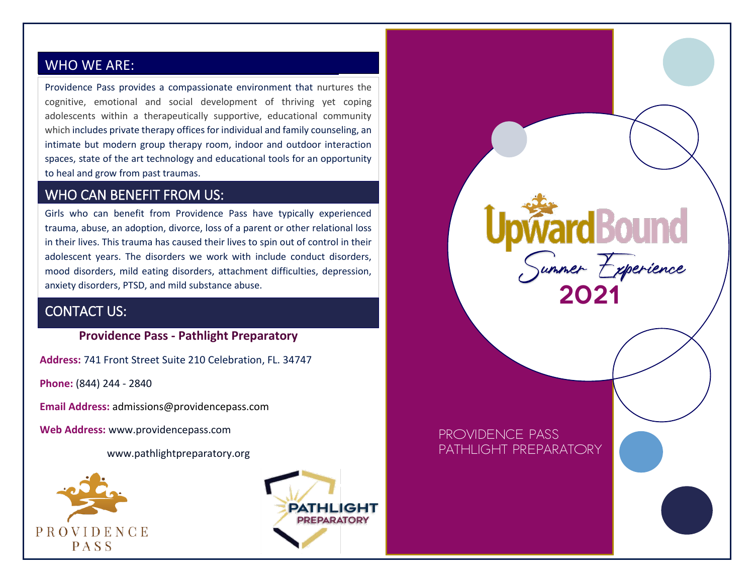## WHO WE ARE:

Providence Pass provides a compassionate environment that nurtures the cognitive, emotional and social development of thriving yet coping adolescents within a therapeutically supportive, educational community which includes private therapy offices for individual and family counseling, an intimate but modern group therapy room, indoor and outdoor interaction spaces, state of the art technology and educational tools for an opportunity to heal and grow from past traumas.

## WHO CAN BENEFIT FROM US:

Girls who can benefit from Providence Pass have typically experienced trauma, abuse, an adoption, divorce, loss of a parent or other relational loss in their lives. This trauma has caused their lives to spin out of control in their adolescent years. The disorders we work with include conduct disorders, mood disorders, mild eating disorders, attachment difficulties, depression, anxiety disorders, PTSD, and mild substance abuse.

## CONTACT US:

**Providence Pass - Pathlight Preparatory**

**Address:** 741 Front Street Suite 210 Celebration, FL. 34747

**Phone:** (844) 244 - 2840

**Email Address:** admissions@providencepass.com

**Web Address:** www.providencepass.com

www.pathlightpreparatory.org

PROVIDENCE PASS

PATHLIGHT PREPARATORY

# UpwardBound

## Summer Experience 2021

PROVIDENCE PASS
PATHLIGHT PREPARATORY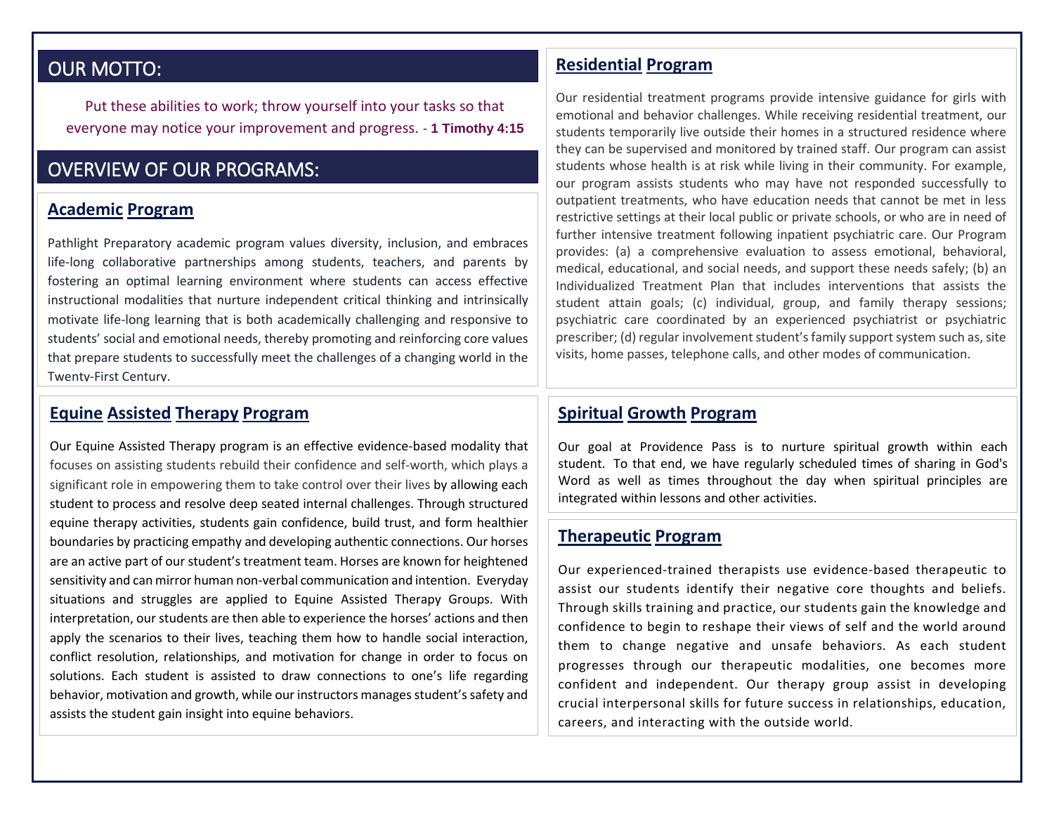## OUR MOTTO:

Put these abilities to work; throw yourself into your tasks so that everyone may notice your improvement and progress. - **1 Timothy 4:15**

## OVERVIEW OF OUR PROGRAMS:

### Academic Program

Pathlight Preparatory academic program values diversity, inclusion, and embraces life-long collaborative partnerships among students, teachers, and parents by fostering an optimal learning environment where students can access effective instructional modalities that nurture independent critical thinking and intrinsically motivate life-long learning that is both academically challenging and responsive to students' social and emotional needs, thereby promoting and reinforcing core values that prepare students to successfully meet the challenges of a changing world in the Twenty-First Century.

### Residential Program

Our residential treatment programs provide intensive guidance for girls with emotional and behavior challenges. While receiving residential treatment, our students temporarily live outside their homes in a structured residence where they can be supervised and monitored by trained staff. Our program can assist students whose health is at risk while living in their community. For example, our program assists students who may have not responded successfully to outpatient treatments, who have education needs that cannot be met in less restrictive settings at their local public or private schools, or who are in need of further intensive treatment following inpatient psychiatric care. Our Program provides: (a) a comprehensive evaluation to assess emotional, behavioral, medical, educational, and social needs, and support these needs safely; (b) an Individualized Treatment Plan that includes interventions that assists the student attain goals; (c) individual, group, and family therapy sessions; psychiatric care coordinated by an experienced psychiatrist or psychiatric prescriber; (d) regular involvement student's family support system such as, site visits, home passes, telephone calls, and other modes of communication.

### Equine Assisted Therapy Program

Our Equine Assisted Therapy program is an effective evidence-based modality that focuses on assisting students rebuild their confidence and self-worth, which plays a significant role in empowering them to take control over their lives by allowing each student to process and resolve deep seated internal challenges. Through structured equine therapy activities, students gain confidence, build trust, and form healthier boundaries by practicing empathy and developing authentic connections. Our horses are an active part of our student's treatment team. Horses are known for heightened sensitivity and can mirror human non-verbal communication and intention. Everyday situations and struggles are applied to Equine Assisted Therapy Groups. With interpretation, our students are then able to experience the horses' actions and then apply the scenarios to their lives, teaching them how to handle social interaction, conflict resolution, relationships, and motivation for change in order to focus on solutions. Each student is assisted to draw connections to one's life regarding behavior, motivation and growth, while our instructors manages student's safety and assists the student gain insight into equine behaviors.

### Spiritual Growth Program

Our goal at Providence Pass is to nurture spiritual growth within each student. To that end, we have regularly scheduled times of sharing in God's Word as well as times throughout the day when spiritual principles are integrated within lessons and other activities.

### Therapeutic Program

Our experienced-trained therapists use evidence-based therapeutic to assist our students identify their negative core thoughts and beliefs. Through skills training and practice, our students gain the knowledge and confidence to begin to reshape their views of self and the world around them to change negative and unsafe behaviors. As each student progresses through our therapeutic modalities, one becomes more confident and independent. Our therapy group assist in developing crucial interpersonal skills for future success in relationships, education, careers, and interacting with the outside world.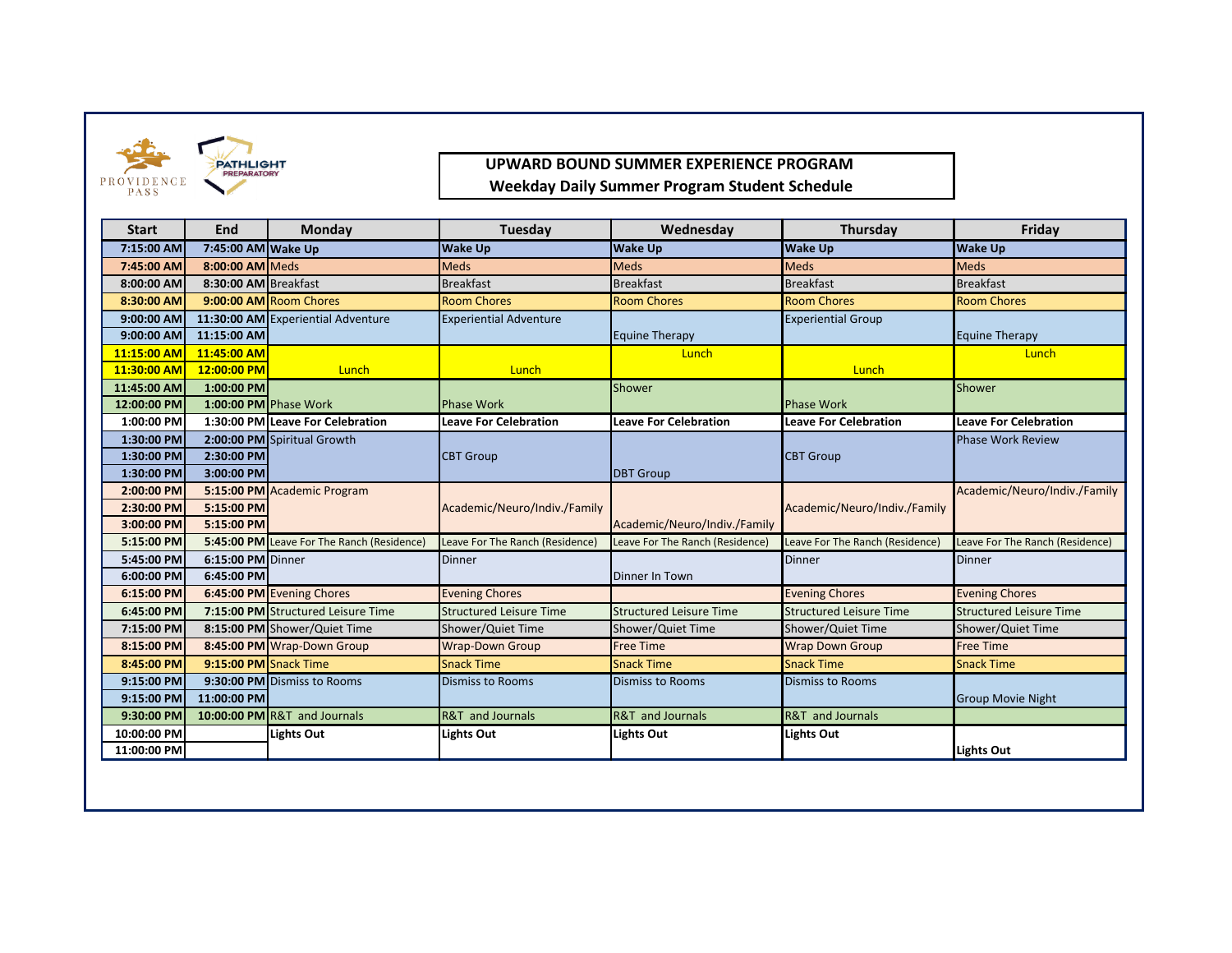PROVIDENCE PASS

PATHLIGHT PREPARATORY

# UPWARD BOUND SUMMER EXPERIENCE PROGRAM
## Weekday Daily Summer Program Student Schedule

| Start | End | Monday | Tuesday | Wednesday | Thursday | Friday |
|---|---|---|---|---|---|---|
| 7:15:00 AM | 7:45:00 AM | **Wake Up** | **Wake Up** | **Wake Up** | **Wake Up** | **Wake Up** |
| 7:45:00 AM | 8:00:00 AM | Meds | Meds | Meds | Meds | Meds |
| 8:00:00 AM | 8:30:00 AM | Breakfast | Breakfast | Breakfast | Breakfast | Breakfast |
| 8:30:00 AM | 9:00:00 AM | Room Chores | Room Chores | Room Chores | Room Chores | Room Chores |
| 9:00:00 AM | 11:30:00 AM | Experiential Adventure | Experiential Adventure | | Experiential Group | |
| 9:00:00 AM | 11:15:00 AM | | | Equine Therapy | | Equine Therapy |
| 11:15:00 AM | 11:45:00 AM | | | Lunch | | Lunch |
| 11:30:00 AM | 12:00:00 PM | Lunch | Lunch | | Lunch | |
| 11:45:00 AM | 1:00:00 PM | | | Shower | | Shower |
| 12:00:00 PM | 1:00:00 PM | Phase Work | Phase Work | | Phase Work | |
| 1:00:00 PM | 1:30:00 PM | **Leave For Celebration** | **Leave For Celebration** | **Leave For Celebration** | **Leave For Celebration** | **Leave For Celebration** |
| 1:30:00 PM | 2:00:00 PM | Spiritual Growth | | | | Phase Work Review |
| 1:30:00 PM | 2:30:00 PM | | CBT Group | | CBT Group | |
| 1:30:00 PM | 3:00:00 PM | | | DBT Group | | |
| 2:00:00 PM | 5:15:00 PM | Academic Program | | | | Academic/Neuro/Indiv./Family |
| 2:30:00 PM | 5:15:00 PM | | Academic/Neuro/Indiv./Family | | Academic/Neuro/Indiv./Family | |
| 3:00:00 PM | 5:15:00 PM | | | Academic/Neuro/Indiv./Family | | |
| 5:15:00 PM | 5:45:00 PM | Leave For The Ranch (Residence) | Leave For The Ranch (Residence) | Leave For The Ranch (Residence) | Leave For The Ranch (Residence) | Leave For The Ranch (Residence) |
| 5:45:00 PM | 6:15:00 PM | Dinner | Dinner | | Dinner | Dinner |
| 6:00:00 PM | 6:45:00 PM | | | Dinner In Town | | |
| 6:15:00 PM | 6:45:00 PM | Evening Chores | Evening Chores | | Evening Chores | Evening Chores |
| 6:45:00 PM | 7:15:00 PM | Structured Leisure Time | Structured Leisure Time | Structured Leisure Time | Structured Leisure Time | Structured Leisure Time |
| 7:15:00 PM | 8:15:00 PM | Shower/Quiet Time | Shower/Quiet Time | Shower/Quiet Time | Shower/Quiet Time | Shower/Quiet Time |
| 8:15:00 PM | 8:45:00 PM | Wrap-Down Group | Wrap-Down Group | Free Time | Wrap Down Group | Free Time |
| 8:45:00 PM | 9:15:00 PM | Snack Time | Snack Time | Snack Time | Snack Time | Snack Time |
| 9:15:00 PM | 9:30:00 PM | Dismiss to Rooms | Dismiss to Rooms | Dismiss to Rooms | Dismiss to Rooms | |
| 9:15:00 PM | 11:00:00 PM | | | | | Group Movie Night |
| 9:30:00 PM | 10:00:00 PM | R&T and Journals | R&T and Journals | R&T and Journals | R&T and Journals | |
| 10:00:00 PM | | **Lights Out** | **Lights Out** | **Lights Out** | **Lights Out** | |
| 11:00:00 PM | | | | | | **Lights Out** |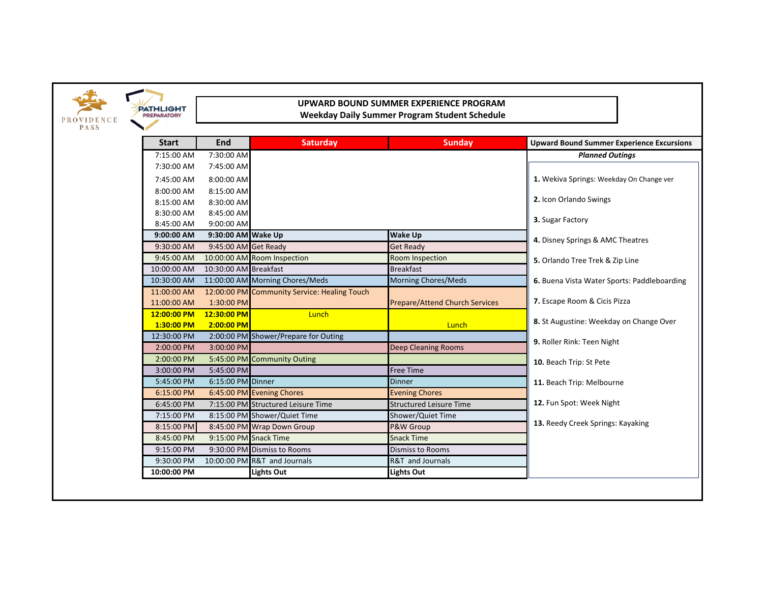PROVIDENCE PASS

PATHLIGHT PREPARATORY

**UPWARD BOUND SUMMER EXPERIENCE PROGRAM**
**Weekday Daily Summer Program Student Schedule**

| Start | End | Saturday | Sunday |
|---|---|---|---|
| 7:15:00 AM | 7:30:00 AM | | |
| 7:30:00 AM | 7:45:00 AM | | |
| 7:45:00 AM | 8:00:00 AM | | |
| 8:00:00 AM | 8:15:00 AM | | |
| 8:15:00 AM | 8:30:00 AM | | |
| 8:30:00 AM | 8:45:00 AM | | |
| 8:45:00 AM | 9:00:00 AM | | |
| **9:00:00 AM** | **9:30:00 AM** | **Wake Up** | **Wake Up** |
| 9:30:00 AM | 9:45:00 AM | Get Ready | Get Ready |
| 9:45:00 AM | 10:00:00 AM | Room Inspection | Room Inspection |
| 10:00:00 AM | 10:30:00 AM | Breakfast | Breakfast |
| 10:30:00 AM | 11:00:00 AM | Morning Chores/Meds | Morning Chores/Meds |
| 11:00:00 AM | 12:00:00 PM | Community Service: Healing Touch | |
| 11:00:00 AM | 1:30:00 PM | | Prepare/Attend Church Services |
| **12:00:00 PM** | **12:30:00 PM** | Lunch | |
| **1:30:00 PM** | **2:00:00 PM** | | Lunch |
| 12:30:00 PM | 2:00:00 PM | Shower/Prepare for Outing | |
| 2:00:00 PM | 3:00:00 PM | | Deep Cleaning Rooms |
| 2:00:00 PM | 5:45:00 PM | Community Outing | |
| 3:00:00 PM | 5:45:00 PM | | Free Time |
| 5:45:00 PM | 6:15:00 PM | Dinner | Dinner |
| 6:15:00 PM | 6:45:00 PM | Evening Chores | Evening Chores |
| 6:45:00 PM | 7:15:00 PM | Structured Leisure Time | Structured Leisure Time |
| 7:15:00 PM | 8:15:00 PM | Shower/Quiet Time | Shower/Quiet Time |
| 8:15:00 PM | 8:45:00 PM | Wrap Down Group | P&W Group |
| 8:45:00 PM | 9:15:00 PM | Snack Time | Snack Time |
| 9:15:00 PM | 9:30:00 PM | Dismiss to Rooms | Dismiss to Rooms |
| 9:30:00 PM | 10:00:00 PM | R&T and Journals | R&T and Journals |
| **10:00:00 PM** | | **Lights Out** | **Lights Out** |

**Upward Bound Summer Experience Excursions**

***Planned Outings***

**1.** Wekiva Springs: Weekday On Change ver

**2.** Icon Orlando Swings

**3.** Sugar Factory

**4.** Disney Springs & AMC Theatres

**5.** Orlando Tree Trek & Zip Line

**6.** Buena Vista Water Sports: Paddleboarding

**7.** Escape Room & Cicis Pizza

**8.** St Augustine: Weekday on Change Over

**9.** Roller Rink: Teen Night

**10.** Beach Trip: St Pete

**11.** Beach Trip: Melbourne

**12.** Fun Spot: Week Night

**13.** Reedy Creek Springs: Kayaking